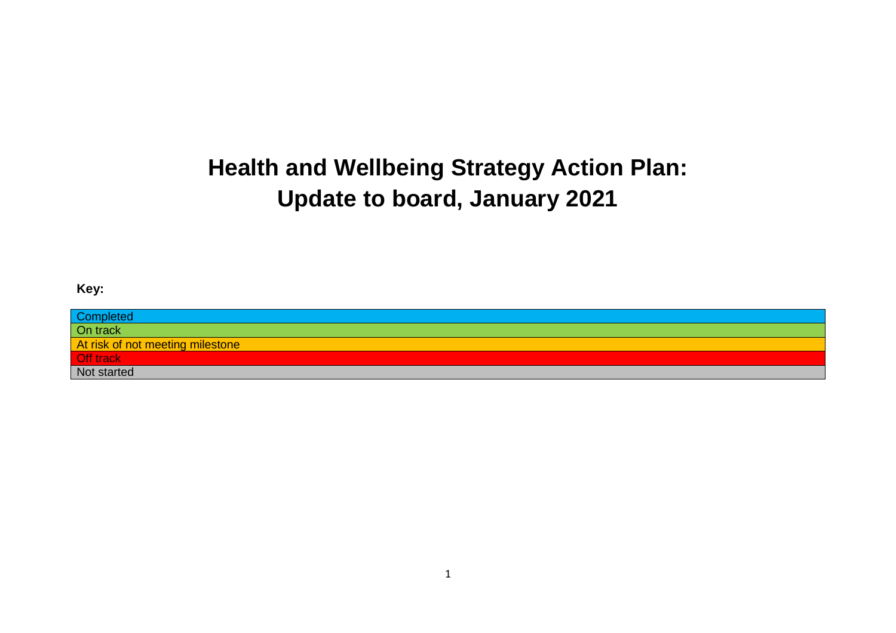# Health and Wellbeing Strategy Action Plan: Update to board, January 2021

**Key:**

| Key |
| --- |
| Completed |
| On track |
| At risk of not meeting milestone |
| Off track |
| Not started |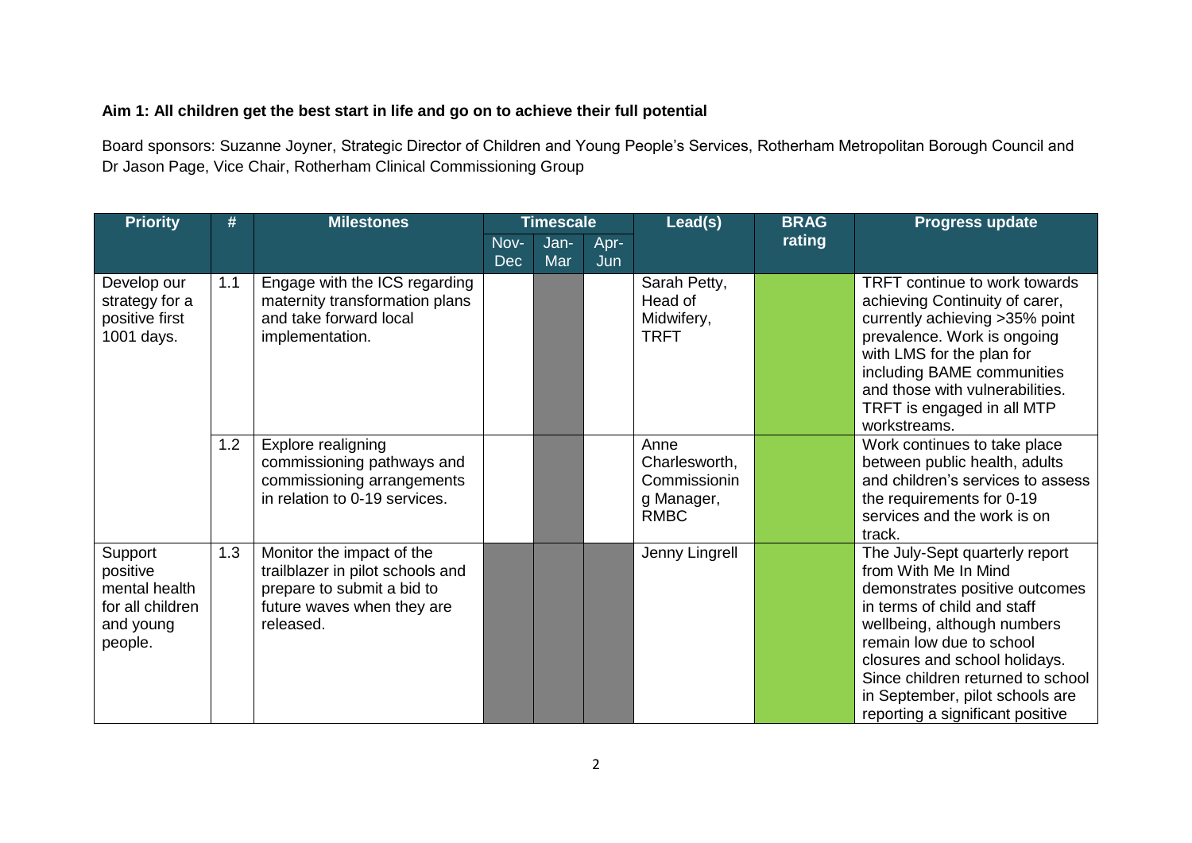**Aim 1: All children get the best start in life and go on to achieve their full potential**

Board sponsors: Suzanne Joyner, Strategic Director of Children and Young People's Services, Rotherham Metropolitan Borough Council and Dr Jason Page, Vice Chair, Rotherham Clinical Commissioning Group

| Priority | # | Milestones | Timescale | | | Lead(s) | BRAG rating | Progress update |
|---|---|---|---|---|---|---|---|---|
| | | | Nov-Dec | Jan-Mar | Apr-Jun | | | |
| Develop our strategy for a positive first 1001 days. | 1.1 | Engage with the ICS regarding maternity transformation plans and take forward local implementation. | | | | Sarah Petty, Head of Midwifery, TRFT | | TRFT continue to work towards achieving Continuity of carer, currently achieving >35% point prevalence. Work is ongoing with LMS for the plan for including BAME communities and those with vulnerabilities. TRFT is engaged in all MTP workstreams. |
| | 1.2 | Explore realigning commissioning pathways and commissioning arrangements in relation to 0-19 services. | | | | Anne Charlesworth, Commissioning Manager, RMBC | | Work continues to take place between public health, adults and children's services to assess the requirements for 0-19 services and the work is on track. |
| Support positive mental health for all children and young people. | 1.3 | Monitor the impact of the trailblazer in pilot schools and prepare to submit a bid to future waves when they are released. | | | | Jenny Lingrell | | The July-Sept quarterly report from With Me In Mind demonstrates positive outcomes in terms of child and staff wellbeing, although numbers remain low due to school closures and school holidays. Since children returned to school in September, pilot schools are reporting a significant positive |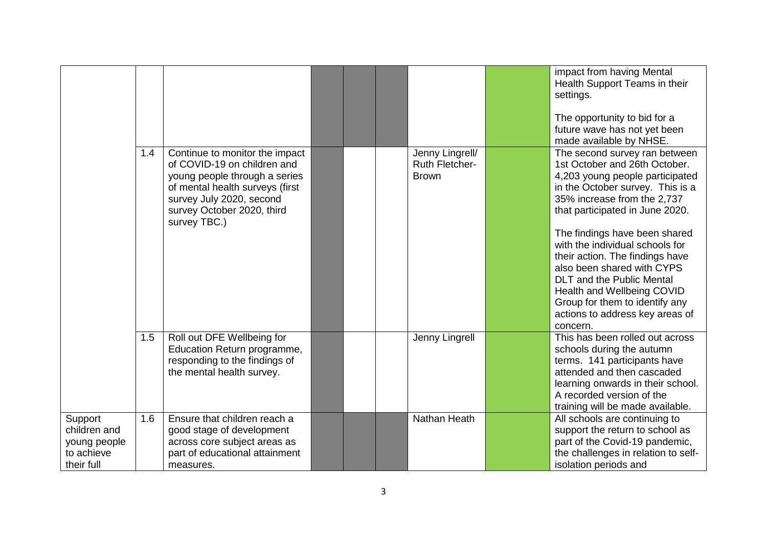|  |  |  |  |  |  |  |  |  |
|---|---|---|---|---|---|---|---|---|
|  |  |  |  |  |  |  |  | impact from having Mental Health Support Teams in their settings.<br><br>The opportunity to bid for a future wave has not yet been made available by NHSE. |
|  | 1.4 | Continue to monitor the impact of COVID-19 on children and young people through a series of mental health surveys (first survey July 2020, second survey October 2020, third survey TBC.) |  |  |  | Jenny Lingrell/ Ruth Fletcher-Brown |  | The second survey ran between 1st October and 26th October. 4,203 young people participated in the October survey. This is a 35% increase from the 2,737 that participated in June 2020.<br><br>The findings have been shared with the individual schools for their action. The findings have also been shared with CYPS DLT and the Public Mental Health and Wellbeing COVID Group for them to identify any actions to address key areas of concern. |
|  | 1.5 | Roll out DFE Wellbeing for Education Return programme, responding to the findings of the mental health survey. |  |  |  | Jenny Lingrell |  | This has been rolled out across schools during the autumn terms. 141 participants have attended and then cascaded learning onwards in their school. A recorded version of the training will be made available. |
| Support children and young people to achieve their full | 1.6 | Ensure that children reach a good stage of development across core subject areas as part of educational attainment measures. |  |  |  | Nathan Heath |  | All schools are continuing to support the return to school as part of the Covid-19 pandemic, the challenges in relation to self-isolation periods and |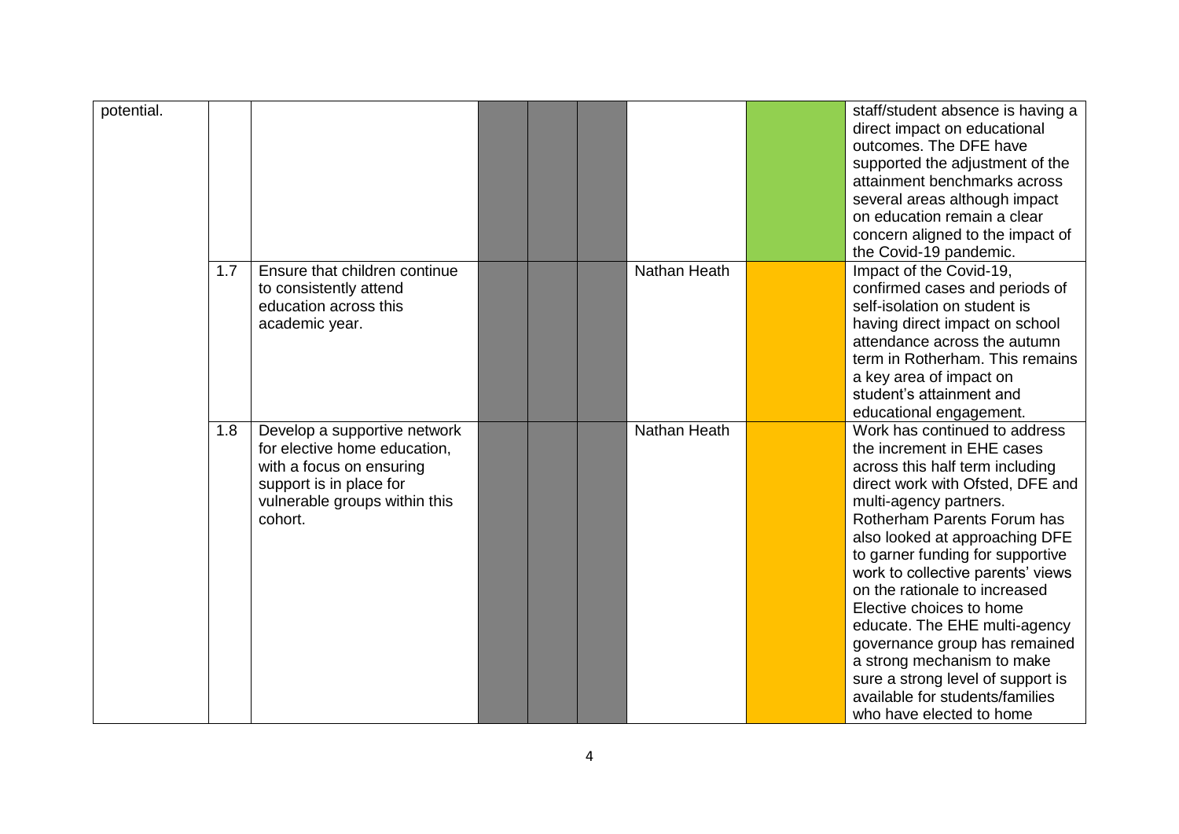| | | | | | | | | |
|---|---|---|---|---|---|---|---|---|
| potential. | | | | | | | | staff/student absence is having a direct impact on educational outcomes. The DFE have supported the adjustment of the attainment benchmarks across several areas although impact on education remain a clear concern aligned to the impact of the Covid-19 pandemic. |
| | 1.7 | Ensure that children continue to consistently attend education across this academic year. | | | | Nathan Heath | | Impact of the Covid-19, confirmed cases and periods of self-isolation on student is having direct impact on school attendance across the autumn term in Rotherham. This remains a key area of impact on student's attainment and educational engagement. |
| | 1.8 | Develop a supportive network for elective home education, with a focus on ensuring support is in place for vulnerable groups within this cohort. | | | | Nathan Heath | | Work has continued to address the increment in EHE cases across this half term including direct work with Ofsted, DFE and multi-agency partners. Rotherham Parents Forum has also looked at approaching DFE to garner funding for supportive work to collective parents' views on the rationale to increased Elective choices to home educate. The EHE multi-agency governance group has remained a strong mechanism to make sure a strong level of support is available for students/families who have elected to home |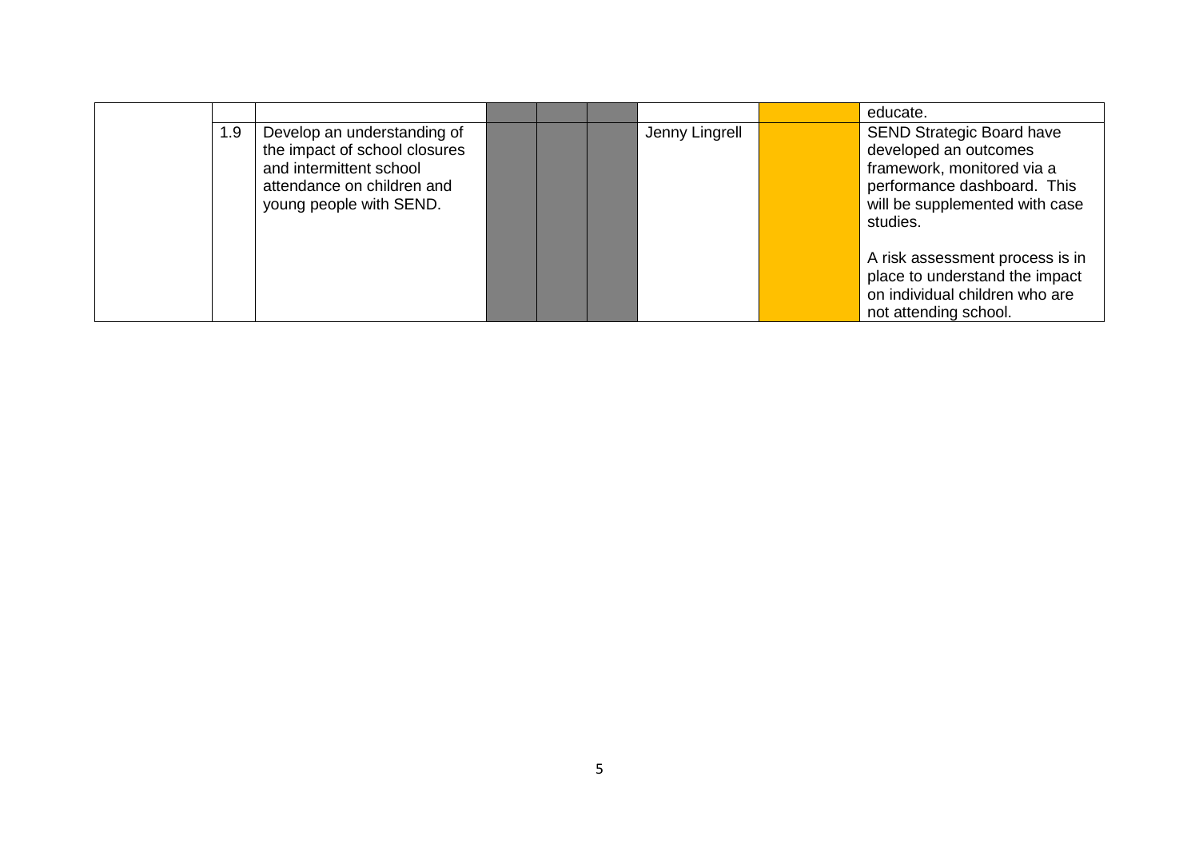| | | | | | | | | |
|---|---|---|---|---|---|---|---|---|
| | | | | | | | | educate. |
| | 1.9 | Develop an understanding of the impact of school closures and intermittent school attendance on children and young people with SEND. | | | | Jenny Lingrell | | SEND Strategic Board have developed an outcomes framework, monitored via a performance dashboard. This will be supplemented with case studies.<br><br>A risk assessment process is in place to understand the impact on individual children who are not attending school. |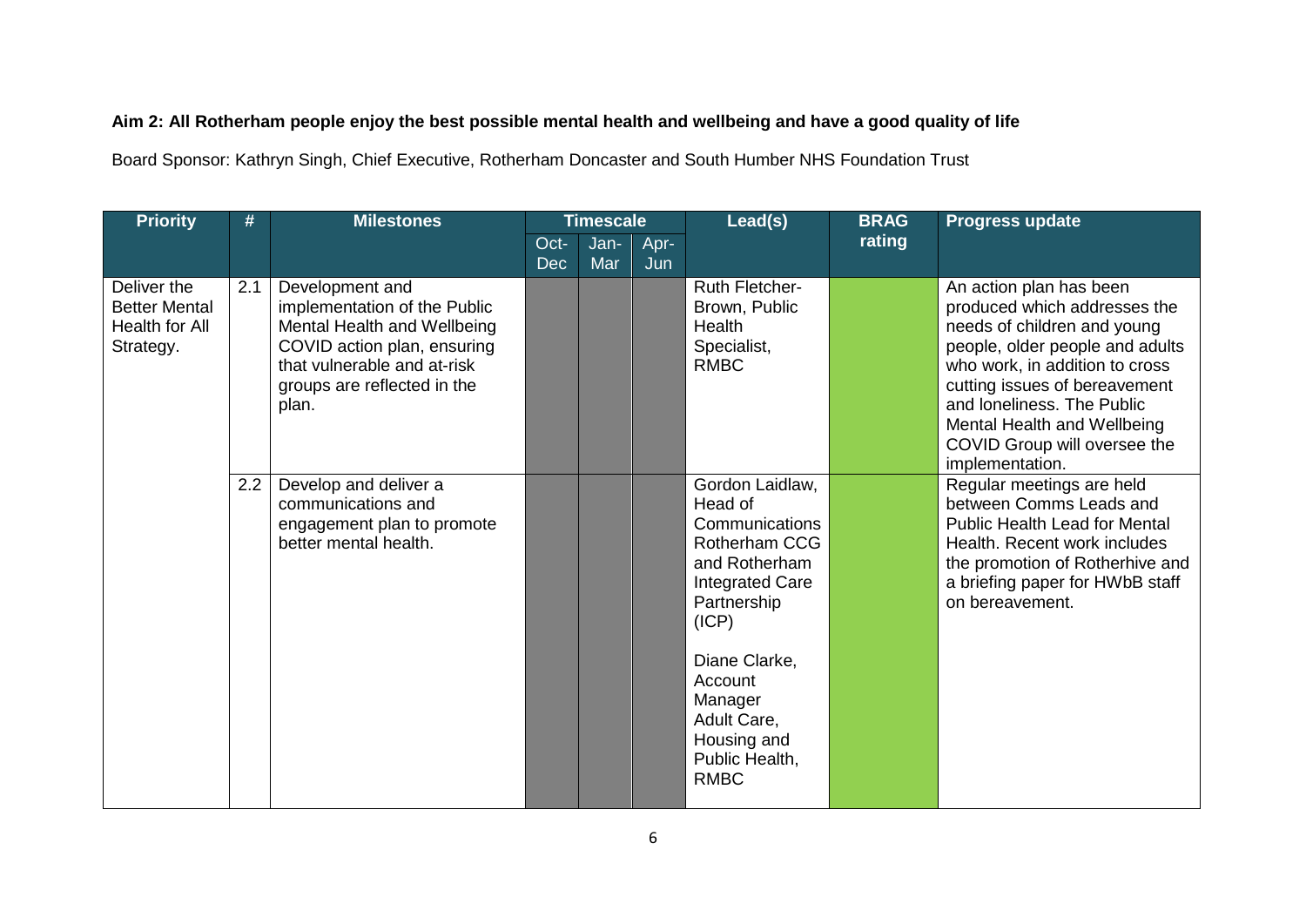**Aim 2: All Rotherham people enjoy the best possible mental health and wellbeing and have a good quality of life**

Board Sponsor: Kathryn Singh, Chief Executive, Rotherham Doncaster and South Humber NHS Foundation Trust

| Priority | # | Milestones | Timescale | | | Lead(s) | BRAG rating | Progress update |
|---|---|---|---|---|---|---|---|---|
| | | | Oct-Dec | Jan-Mar | Apr-Jun | | | |
| Deliver the Better Mental Health for All Strategy. | 2.1 | Development and implementation of the Public Mental Health and Wellbeing COVID action plan, ensuring that vulnerable and at-risk groups are reflected in the plan. | | | | Ruth Fletcher-Brown, Public Health Specialist, RMBC | | An action plan has been produced which addresses the needs of children and young people, older people and adults who work, in addition to cross cutting issues of bereavement and loneliness. The Public Mental Health and Wellbeing COVID Group will oversee the implementation. |
| | 2.2 | Develop and deliver a communications and engagement plan to promote better mental health. | | | | Gordon Laidlaw, Head of Communications Rotherham CCG and Rotherham Integrated Care Partnership (ICP)<br><br>Diane Clarke, Account Manager Adult Care, Housing and Public Health, RMBC | | Regular meetings are held between Comms Leads and Public Health Lead for Mental Health. Recent work includes the promotion of Rotherhive and a briefing paper for HWbB staff on bereavement. |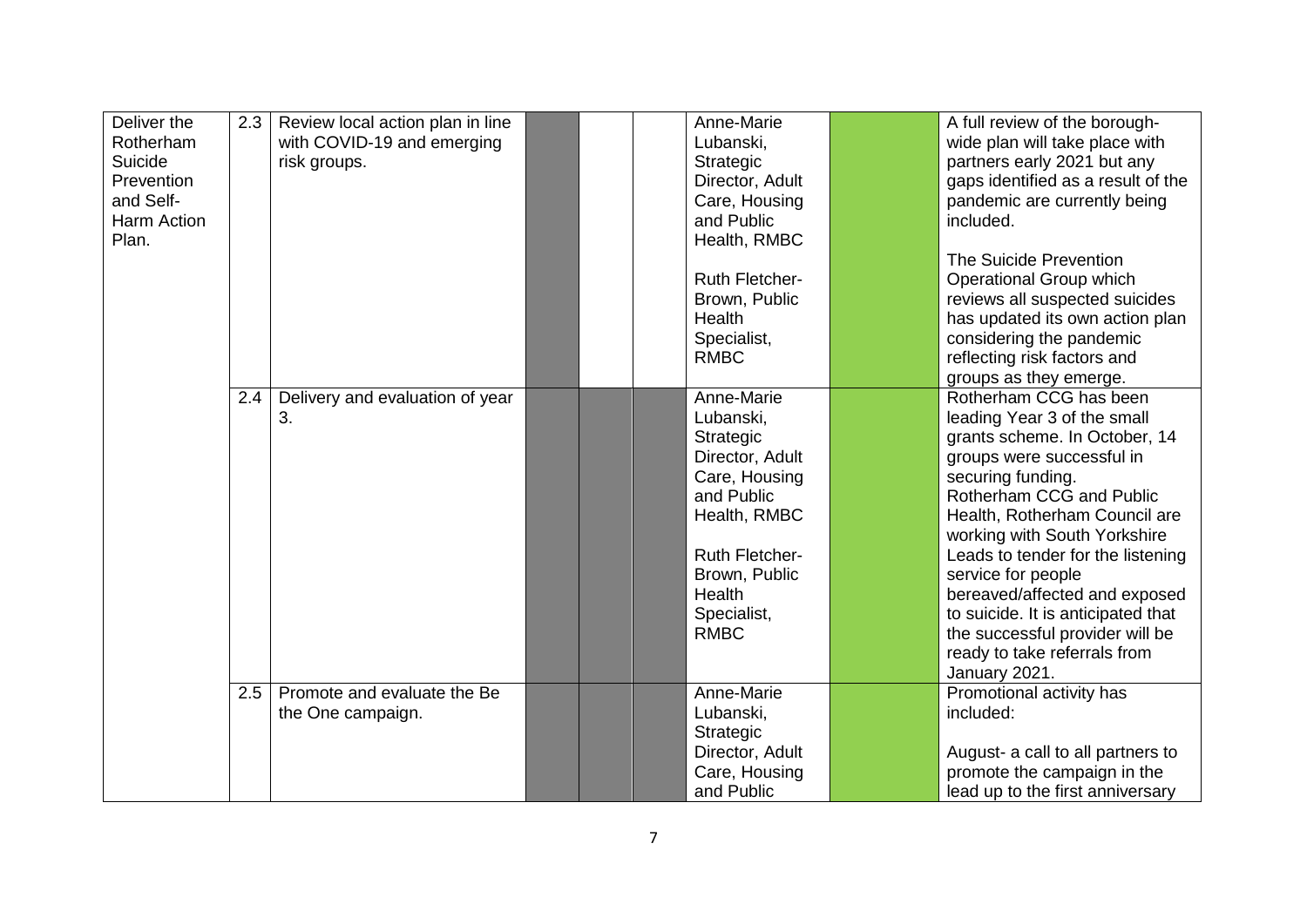| | | | | | | | | |
|---|---|---|---|---|---|---|---|---|
| Deliver the Rotherham Suicide Prevention and Self-Harm Action Plan. | 2.3 | Review local action plan in line with COVID-19 and emerging risk groups. | | | | Anne-Marie Lubanski, Strategic Director, Adult Care, Housing and Public Health, RMBC<br><br>Ruth Fletcher-Brown, Public Health Specialist, RMBC | | A full review of the borough-wide plan will take place with partners early 2021 but any gaps identified as a result of the pandemic are currently being included.<br><br>The Suicide Prevention Operational Group which reviews all suspected suicides has updated its own action plan considering the pandemic reflecting risk factors and groups as they emerge. |
| | 2.4 | Delivery and evaluation of year 3. | | | | Anne-Marie Lubanski, Strategic Director, Adult Care, Housing and Public Health, RMBC<br><br>Ruth Fletcher-Brown, Public Health Specialist, RMBC | | Rotherham CCG has been leading Year 3 of the small grants scheme. In October, 14 groups were successful in securing funding.<br>Rotherham CCG and Public Health, Rotherham Council are working with South Yorkshire Leads to tender for the listening service for people bereaved/affected and exposed to suicide. It is anticipated that the successful provider will be ready to take referrals from January 2021. |
| | 2.5 | Promote and evaluate the Be the One campaign. | | | | Anne-Marie Lubanski, Strategic Director, Adult Care, Housing and Public | | Promotional activity has included:<br><br>August- a call to all partners to promote the campaign in the lead up to the first anniversary |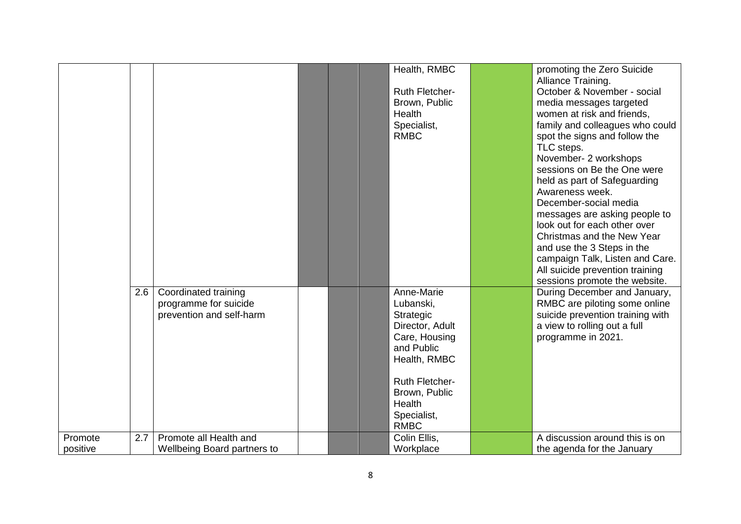|  |  |  |  |  |  | Health, RMBC<br><br>Ruth Fletcher-Brown, Public Health Specialist, RMBC |  | promoting the Zero Suicide Alliance Training.<br>October & November - social media messages targeted women at risk and friends, family and colleagues who could spot the signs and follow the TLC steps.<br>November- 2 workshops sessions on Be the One were held as part of Safeguarding Awareness week.<br>December-social media messages are asking people to look out for each other over Christmas and the New Year and use the 3 Steps in the campaign Talk, Listen and Care.<br>All suicide prevention training sessions promote the website. |
|---|---|---|---|---|---|---|---|---|
|  | 2.6 | Coordinated training programme for suicide prevention and self-harm |  |  |  | Anne-Marie Lubanski, Strategic Director, Adult Care, Housing and Public Health, RMBC<br><br>Ruth Fletcher-Brown, Public Health Specialist, RMBC |  | During December and January, RMBC are piloting some online suicide prevention training with a view to rolling out a full programme in 2021. |
| Promote positive | 2.7 | Promote all Health and Wellbeing Board partners to |  |  |  | Colin Ellis, Workplace |  | A discussion around this is on the agenda for the January |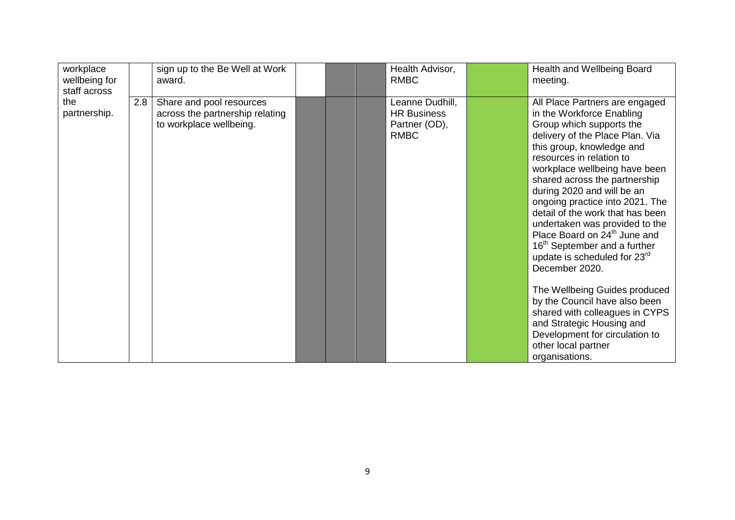| | | | | | | | | |
|---|---|---|---|---|---|---|---|---|
| workplace wellbeing for staff across the partnership. | | sign up to the Be Well at Work award. | | | | Health Advisor, RMBC | | Health and Wellbeing Board meeting. |
| | 2.8 | Share and pool resources across the partnership relating to workplace wellbeing. | | | | Leanne Dudhill, HR Business Partner (OD), RMBC | | All Place Partners are engaged in the Workforce Enabling Group which supports the delivery of the Place Plan. Via this group, knowledge and resources in relation to workplace wellbeing have been shared across the partnership during 2020 and will be an ongoing practice into 2021. The detail of the work that has been undertaken was provided to the Place Board on 24th June and 16th September and a further update is scheduled for 23rd December 2020.<br><br>The Wellbeing Guides produced by the Council have also been shared with colleagues in CYPS and Strategic Housing and Development for circulation to other local partner organisations. |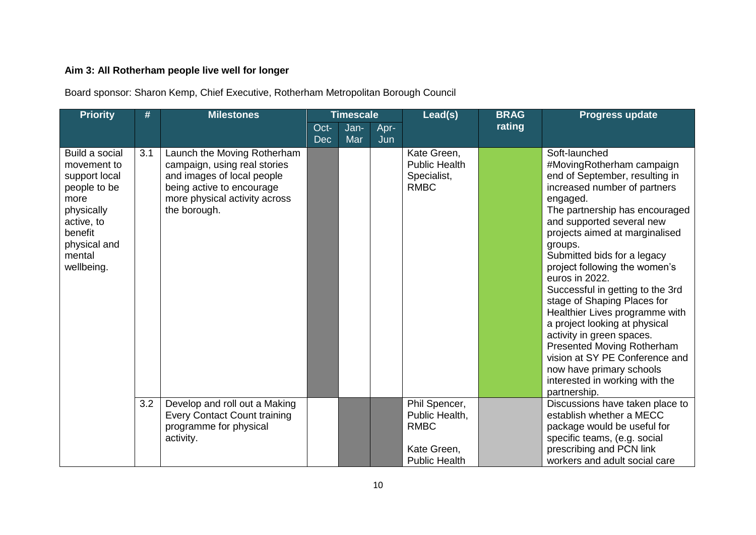**Aim 3: All Rotherham people live well for longer**

Board sponsor: Sharon Kemp, Chief Executive, Rotherham Metropolitan Borough Council

| Priority | # | Milestones | Timescale | | | Lead(s) | BRAG rating | Progress update |
|---|---|---|---|---|---|---|---|---|
| | | | Oct-Dec | Jan-Mar | Apr-Jun | | | |
| Build a social movement to support local people to be more physically active, to benefit physical and mental wellbeing. | 3.1 | Launch the Moving Rotherham campaign, using real stories and images of local people being active to encourage more physical activity across the borough. | | | | Kate Green, Public Health Specialist, RMBC | | Soft-launched #MovingRotherham campaign end of September, resulting in increased number of partners engaged.<br>The partnership has encouraged and supported several new projects aimed at marginalised groups.<br>Submitted bids for a legacy project following the women's euros in 2022.<br>Successful in getting to the 3rd stage of Shaping Places for Healthier Lives programme with a project looking at physical activity in green spaces.<br>Presented Moving Rotherham vision at SY PE Conference and now have primary schools interested in working with the partnership. |
| | 3.2 | Develop and roll out a Making Every Contact Count training programme for physical activity. | | | | Phil Spencer, Public Health, RMBC<br><br>Kate Green, Public Health | | Discussions have taken place to establish whether a MECC package would be useful for specific teams, (e.g. social prescribing and PCN link workers and adult social care |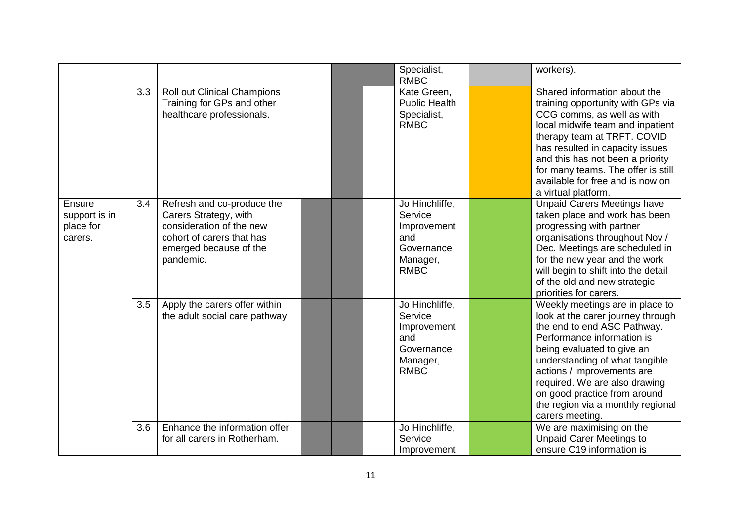| | | | | | | | | |
|---|---|---|---|---|---|---|---|---|
| | | | | | | Specialist, RMBC | | workers). |
| | 3.3 | Roll out Clinical Champions Training for GPs and other healthcare professionals. | | | | Kate Green, Public Health Specialist, RMBC | | Shared information about the training opportunity with GPs via CCG comms, as well as with local midwife team and inpatient therapy team at TRFT. COVID has resulted in capacity issues and this has not been a priority for many teams. The offer is still available for free and is now on a virtual platform. |
| Ensure support is in place for carers. | 3.4 | Refresh and co-produce the Carers Strategy, with consideration of the new cohort of carers that has emerged because of the pandemic. | | | | Jo Hinchliffe, Service Improvement and Governance Manager, RMBC | | Unpaid Carers Meetings have taken place and work has been progressing with partner organisations throughout Nov / Dec. Meetings are scheduled in for the new year and the work will begin to shift into the detail of the old and new strategic priorities for carers. |
| | 3.5 | Apply the carers offer within the adult social care pathway. | | | | Jo Hinchliffe, Service Improvement and Governance Manager, RMBC | | Weekly meetings are in place to look at the carer journey through the end to end ASC Pathway. Performance information is being evaluated to give an understanding of what tangible actions / improvements are required. We are also drawing on good practice from around the region via a monthly regional carers meeting. |
| | 3.6 | Enhance the information offer for all carers in Rotherham. | | | | Jo Hinchliffe, Service Improvement | | We are maximising on the Unpaid Carer Meetings to ensure C19 information is |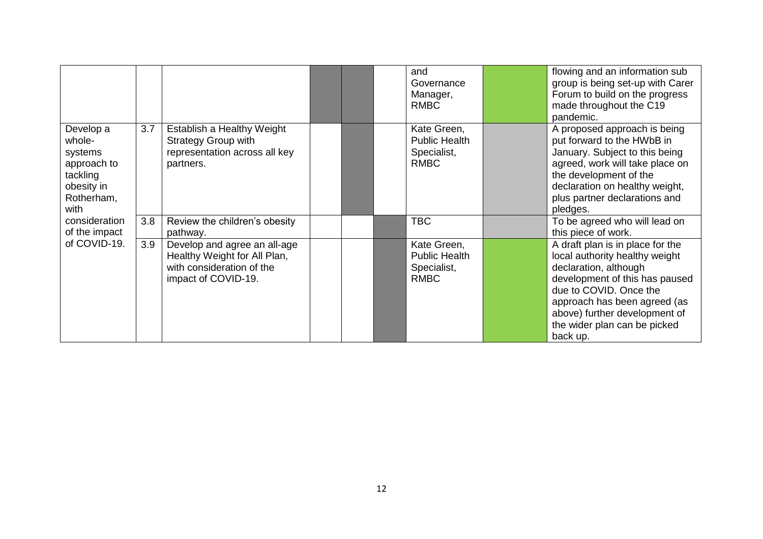| | | | | | | | | |
|---|---|---|---|---|---|---|---|---|
| | | | | | | and Governance Manager, RMBC | | flowing and an information sub group is being set-up with Carer Forum to build on the progress made throughout the C19 pandemic. |
| Develop a whole-systems approach to tackling obesity in Rotherham, with consideration of the impact of COVID-19. | 3.7 | Establish a Healthy Weight Strategy Group with representation across all key partners. | | | | Kate Green, Public Health Specialist, RMBC | | A proposed approach is being put forward to the HWbB in January. Subject to this being agreed, work will take place on the development of the declaration on healthy weight, plus partner declarations and pledges. |
| | 3.8 | Review the children's obesity pathway. | | | | TBC | | To be agreed who will lead on this piece of work. |
| | 3.9 | Develop and agree an all-age Healthy Weight for All Plan, with consideration of the impact of COVID-19. | | | | Kate Green, Public Health Specialist, RMBC | | A draft plan is in place for the local authority healthy weight declaration, although development of this has paused due to COVID. Once the approach has been agreed (as above) further development of the wider plan can be picked back up. |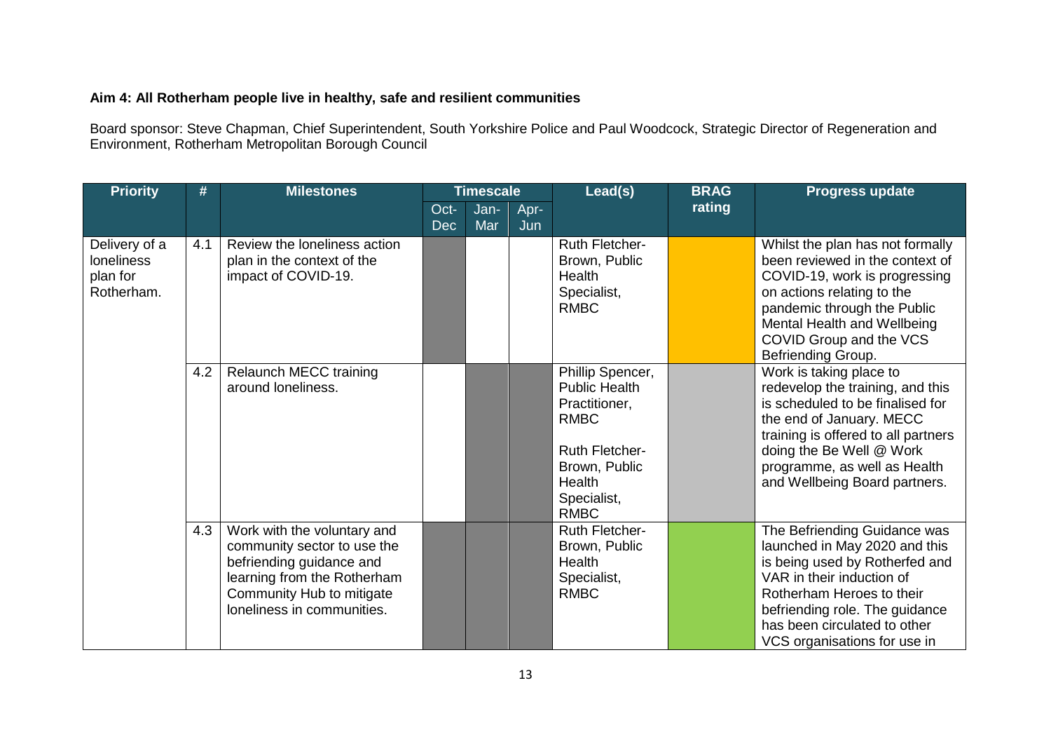**Aim 4: All Rotherham people live in healthy, safe and resilient communities**

Board sponsor: Steve Chapman, Chief Superintendent, South Yorkshire Police and Paul Woodcock, Strategic Director of Regeneration and Environment, Rotherham Metropolitan Borough Council

| Priority | # | Milestones | Timescale | | | Lead(s) | BRAG rating | Progress update |
|---|---|---|---|---|---|---|---|---|
| | | | Oct-Dec | Jan-Mar | Apr-Jun | | | |
| Delivery of a loneliness plan for Rotherham. | 4.1 | Review the loneliness action plan in the context of the impact of COVID-19. | | | | Ruth Fletcher-Brown, Public Health Specialist, RMBC | | Whilst the plan has not formally been reviewed in the context of COVID-19, work is progressing on actions relating to the pandemic through the Public Mental Health and Wellbeing COVID Group and the VCS Befriending Group. |
| | 4.2 | Relaunch MECC training around loneliness. | | | | Phillip Spencer, Public Health Practitioner, RMBC<br><br>Ruth Fletcher-Brown, Public Health Specialist, RMBC | | Work is taking place to redevelop the training, and this is scheduled to be finalised for the end of January. MECC training is offered to all partners doing the Be Well @ Work programme, as well as Health and Wellbeing Board partners. |
| | 4.3 | Work with the voluntary and community sector to use the befriending guidance and learning from the Rotherham Community Hub to mitigate loneliness in communities. | | | | Ruth Fletcher-Brown, Public Health Specialist, RMBC | | The Befriending Guidance was launched in May 2020 and this is being used by Rotherfed and VAR in their induction of Rotherham Heroes to their befriending role. The guidance has been circulated to other VCS organisations for use in |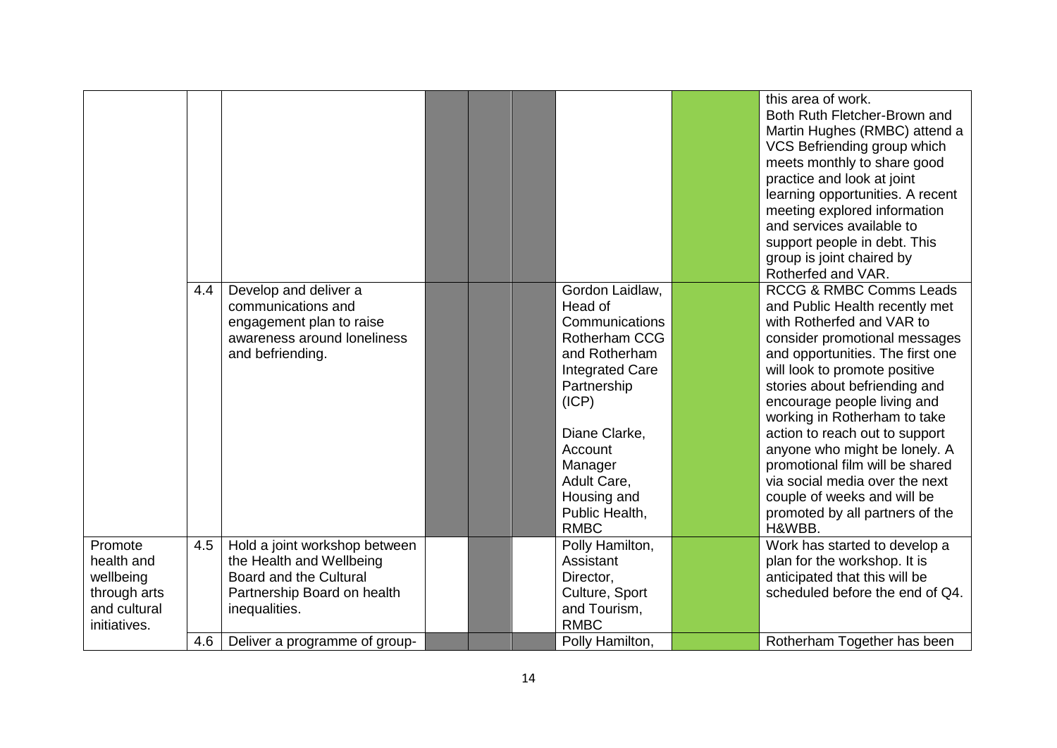| | | | | | | | | |
|---|---|---|---|---|---|---|---|---|
| | | | | | | | | this area of work. Both Ruth Fletcher-Brown and Martin Hughes (RMBC) attend a VCS Befriending group which meets monthly to share good practice and look at joint learning opportunities. A recent meeting explored information and services available to support people in debt. This group is joint chaired by Rotherfed and VAR. |
| | 4.4 | Develop and deliver a communications and engagement plan to raise awareness around loneliness and befriending. | | | | Gordon Laidlaw, Head of Communications Rotherham CCG and Rotherham Integrated Care Partnership (ICP)<br><br>Diane Clarke, Account Manager Adult Care, Housing and Public Health, RMBC | | RCCG & RMBC Comms Leads and Public Health recently met with Rotherfed and VAR to consider promotional messages and opportunities. The first one will look to promote positive stories about befriending and encourage people living and working in Rotherham to take action to reach out to support anyone who might be lonely. A promotional film will be shared via social media over the next couple of weeks and will be promoted by all partners of the H&WBB. |
| Promote health and wellbeing through arts and cultural initiatives. | 4.5 | Hold a joint workshop between the Health and Wellbeing Board and the Cultural Partnership Board on health inequalities. | | | | Polly Hamilton, Assistant Director, Culture, Sport and Tourism, RMBC | | Work has started to develop a plan for the workshop. It is anticipated that this will be scheduled before the end of Q4. |
| | 4.6 | Deliver a programme of group- | | | | Polly Hamilton, | | Rotherham Together has been |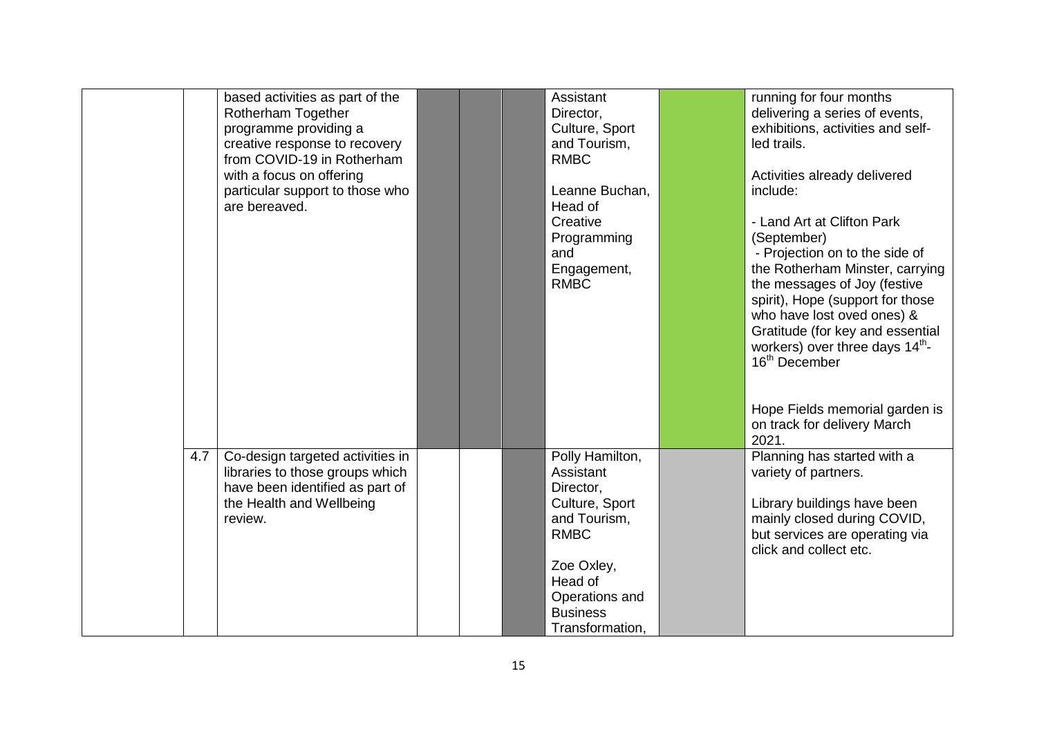| | | | | | | | | |
|---|---|---|---|---|---|---|---|---|
| | | based activities as part of the Rotherham Together programme providing a creative response to recovery from COVID-19 in Rotherham with a focus on offering particular support to those who are bereaved. | | | | Assistant Director, Culture, Sport and Tourism, RMBC<br><br>Leanne Buchan, Head of Creative Programming and Engagement, RMBC | | running for four months delivering a series of events, exhibitions, activities and self-led trails.<br><br>Activities already delivered include:<br><br>- Land Art at Clifton Park (September)<br>- Projection on to the side of the Rotherham Minster, carrying the messages of Joy (festive spirit), Hope (support for those who have lost oved ones) & Gratitude (for key and essential workers) over three days 14th-16th December<br><br>Hope Fields memorial garden is on track for delivery March 2021. |
| | 4.7 | Co-design targeted activities in libraries to those groups which have been identified as part of the Health and Wellbeing review. | | | | Polly Hamilton, Assistant Director, Culture, Sport and Tourism, RMBC<br><br>Zoe Oxley, Head of Operations and Business Transformation, | | Planning has started with a variety of partners.<br><br>Library buildings have been mainly closed during COVID, but services are operating via click and collect etc. |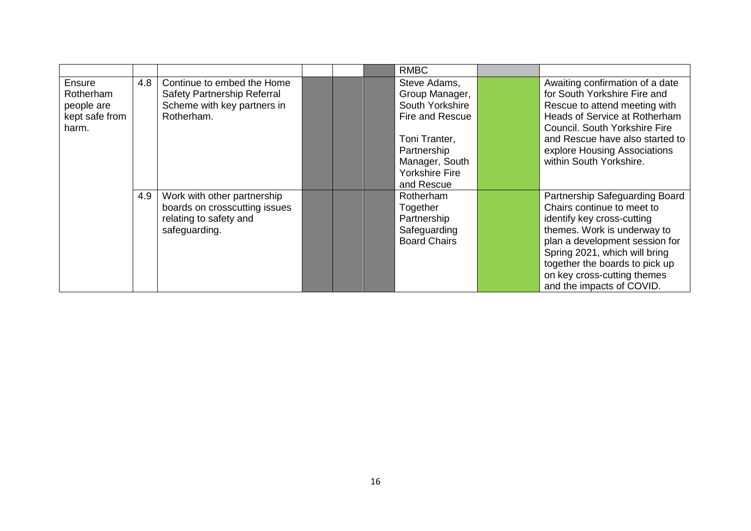| | | | | | | | | |
|---|---|---|---|---|---|---|---|---|
| | | | | | | RMBC | | |
| Ensure Rotherham people are kept safe from harm. | 4.8 | Continue to embed the Home Safety Partnership Referral Scheme with key partners in Rotherham. | | | | Steve Adams, Group Manager, South Yorkshire Fire and Rescue<br><br>Toni Tranter, Partnership Manager, South Yorkshire Fire and Rescue | | Awaiting confirmation of a date for South Yorkshire Fire and Rescue to attend meeting with Heads of Service at Rotherham Council. South Yorkshire Fire and Rescue have also started to explore Housing Associations within South Yorkshire. |
| | 4.9 | Work with other partnership boards on crosscutting issues relating to safety and safeguarding. | | | | Rotherham Together Partnership Safeguarding Board Chairs | | Partnership Safeguarding Board Chairs continue to meet to identify key cross-cutting themes. Work is underway to plan a development session for Spring 2021, which will bring together the boards to pick up on key cross-cutting themes and the impacts of COVID. |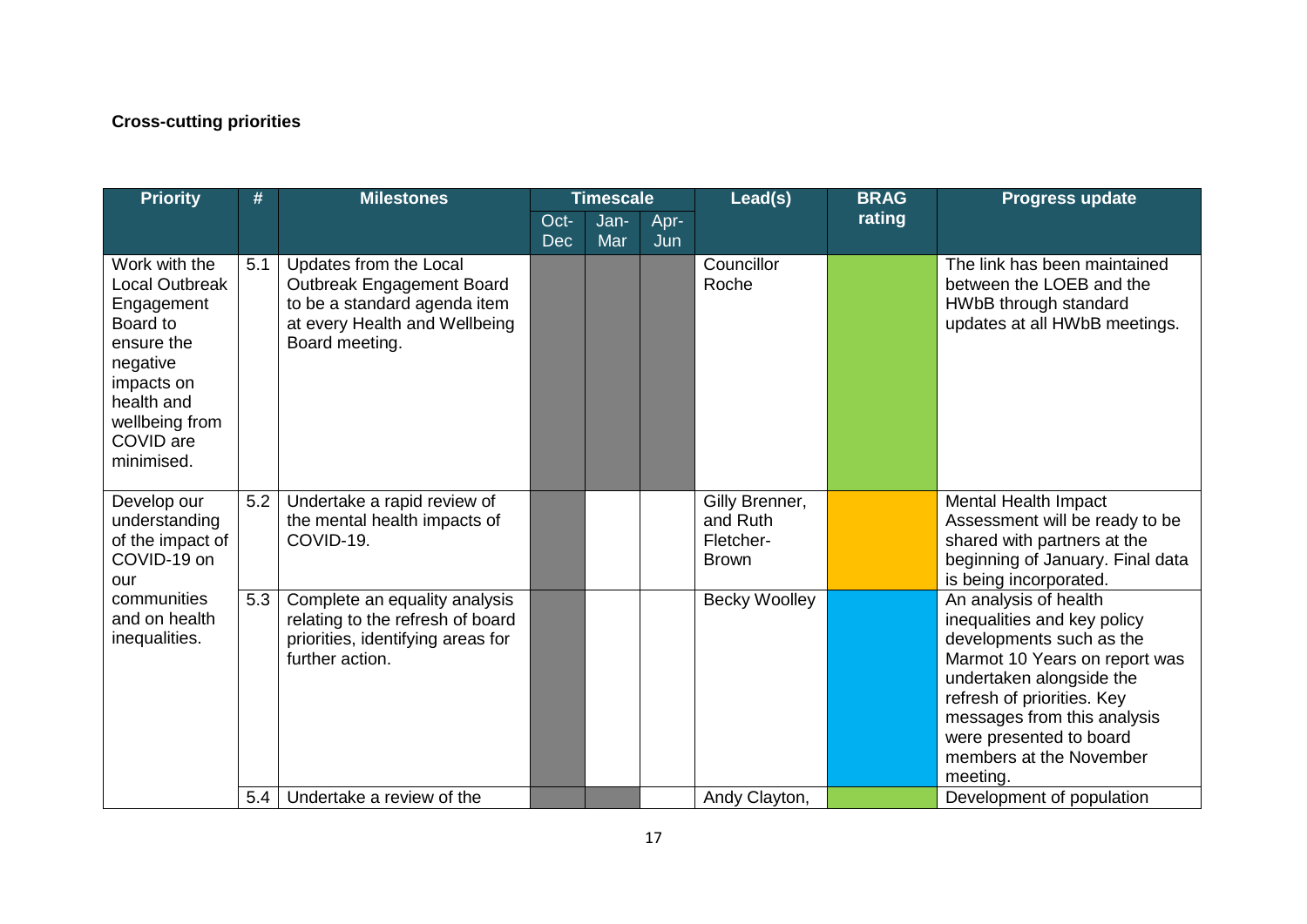**Cross-cutting priorities**

| Priority | # | Milestones | Timescale | | | Lead(s) | BRAG rating | Progress update |
|---|---|---|---|---|---|---|---|---|
| | | | Oct-Dec | Jan-Mar | Apr-Jun | | | |
| Work with the Local Outbreak Engagement Board to ensure the negative impacts on health and wellbeing from COVID are minimised. | 5.1 | Updates from the Local Outbreak Engagement Board to be a standard agenda item at every Health and Wellbeing Board meeting. | | | | Councillor Roche | | The link has been maintained between the LOEB and the HWbB through standard updates at all HWbB meetings. |
| Develop our understanding of the impact of COVID-19 on our communities and on health inequalities. | 5.2 | Undertake a rapid review of the mental health impacts of COVID-19. | | | | Gilly Brenner, and Ruth Fletcher-Brown | | Mental Health Impact Assessment will be ready to be shared with partners at the beginning of January. Final data is being incorporated. |
| | 5.3 | Complete an equality analysis relating to the refresh of board priorities, identifying areas for further action. | | | | Becky Woolley | | An analysis of health inequalities and key policy developments such as the Marmot 10 Years on report was undertaken alongside the refresh of priorities. Key messages from this analysis were presented to board members at the November meeting. |
| | 5.4 | Undertake a review of the | | | | Andy Clayton, | | Development of population |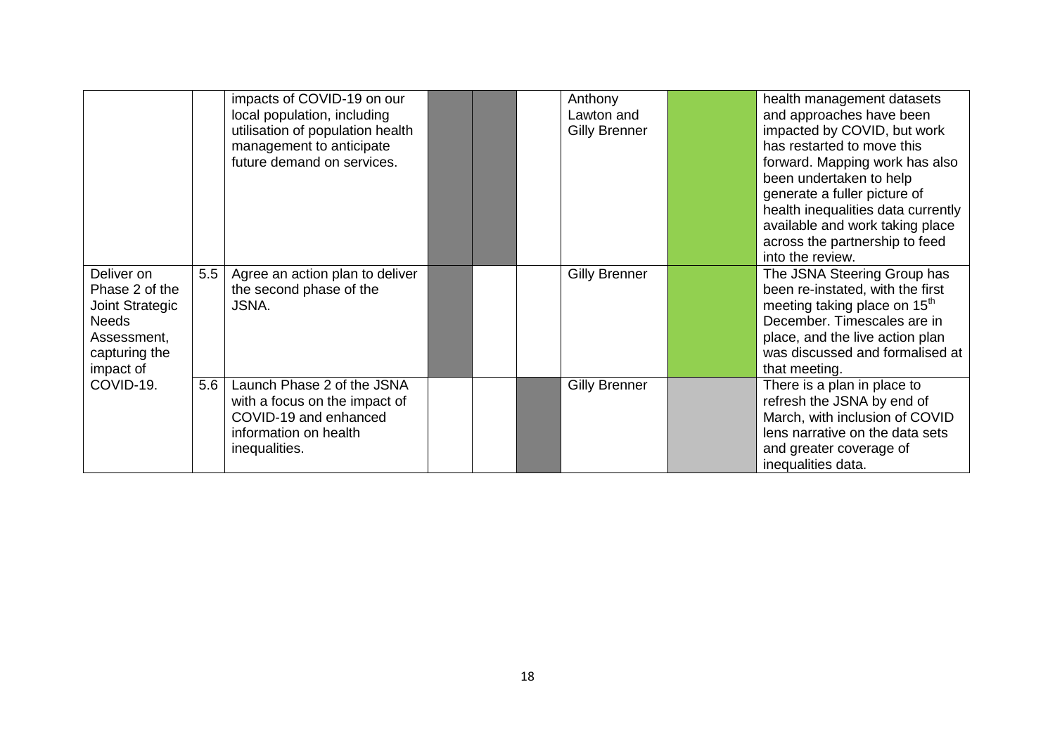| | | | | | | | | |
|---|---|---|---|---|---|---|---|---|
| | | impacts of COVID-19 on our local population, including utilisation of population health management to anticipate future demand on services. | | | | Anthony Lawton and Gilly Brenner | | health management datasets and approaches have been impacted by COVID, but work has restarted to move this forward. Mapping work has also been undertaken to help generate a fuller picture of health inequalities data currently available and work taking place across the partnership to feed into the review. |
| Deliver on Phase 2 of the Joint Strategic Needs Assessment, capturing the impact of COVID-19. | 5.5 | Agree an action plan to deliver the second phase of the JSNA. | | | | Gilly Brenner | | The JSNA Steering Group has been re-instated, with the first meeting taking place on 15th December. Timescales are in place, and the live action plan was discussed and formalised at that meeting. |
| | 5.6 | Launch Phase 2 of the JSNA with a focus on the impact of COVID-19 and enhanced information on health inequalities. | | | | Gilly Brenner | | There is a plan in place to refresh the JSNA by end of March, with inclusion of COVID lens narrative on the data sets and greater coverage of inequalities data. |